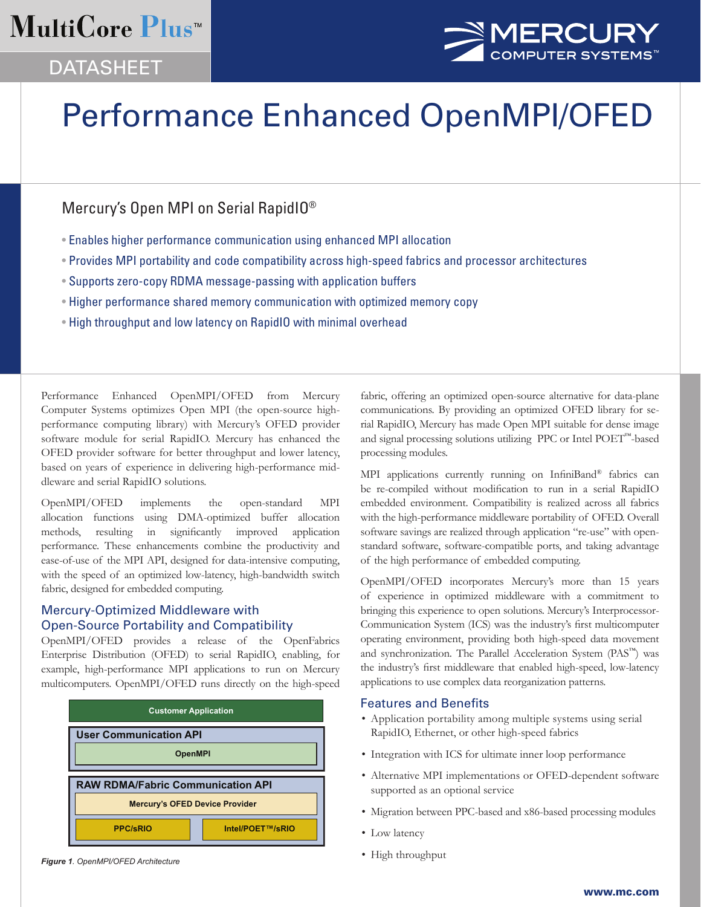MultiCore Plus™

DATASHEET

MERCURY COMPUTER SYSTEMS™

# Performance Enhanced OpenMPI/OFED

## Mercury's Open MPI on Serial RapidIO®

- Enables higher performance communication using enhanced MPI allocation
- Provides MPI portability and code compatibility across high-speed fabrics and processor architectures
- Supports zero-copy RDMA message-passing with application buffers
- Higher performance shared memory communication with optimized memory copy
- High throughput and low latency on RapidIO with minimal overhead

Performance Enhanced OpenMPI/OFED from Mercury Computer Systems optimizes Open MPI (the open-source high-performance computing library) with Mercury's OFED provider software module for serial RapidIO. Mercury has enhanced the OFED provider software for better throughput and lower latency, based on years of experience in delivering high-performance middleware and serial RapidIO solutions.

OpenMPI/OFED implements the open-standard MPI allocation functions using DMA-optimized buffer allocation methods, resulting in significantly improved application performance. These enhancements combine the productivity and ease-of-use of the MPI API, designed for data-intensive computing, with the speed of an optimized low-latency, high-bandwidth switch fabric, designed for embedded computing.

### Mercury-Optimized Middleware with Open-Source Portability and Compatibility

OpenMPI/OFED provides a release of the OpenFabrics Enterprise Distribution (OFED) to serial RapidIO, enabling, for example, high-performance MPI applications to run on Mercury multicomputers. OpenMPI/OFED runs directly on the high-speed fabric, offering an optimized open-source alternative for data-plane communications. By providing an optimized OFED library for serial RapidIO, Mercury has made Open MPI suitable for dense image and signal processing solutions utilizing PPC or Intel POET™-based processing modules.

| Customer Application | |
|---|---|
| **User Communication API** | |
| OpenMPI | |
| **RAW RDMA/Fabric Communication API** | |
| Mercury's OFED Device Provider | |
| PPC/sRIO | Intel/POET™/sRIO |

***Figure 1**. OpenMPI/OFED Architecture*

MPI applications currently running on InfiniBand® fabrics can be re-compiled without modification to run in a serial RapidIO embedded environment. Compatibility is realized across all fabrics with the high-performance middleware portability of OFED. Overall software savings are realized through application "re-use" with open-standard software, software-compatible ports, and taking advantage of the high performance of embedded computing.

OpenMPI/OFED incorporates Mercury's more than 15 years of experience in optimized middleware with a commitment to bringing this experience to open solutions. Mercury's Interprocessor-Communication System (ICS) was the industry's first multicomputer operating environment, providing both high-speed data movement and synchronization. The Parallel Acceleration System (PAS™) was the industry's first middleware that enabled high-speed, low-latency applications to use complex data reorganization patterns.

### Features and Benefits

- Application portability among multiple systems using serial RapidIO, Ethernet, or other high-speed fabrics
- Integration with ICS for ultimate inner loop performance
- Alternative MPI implementations or OFED-dependent software supported as an optional service
- Migration between PPC-based and x86-based processing modules
- Low latency
- High throughput

www.mc.com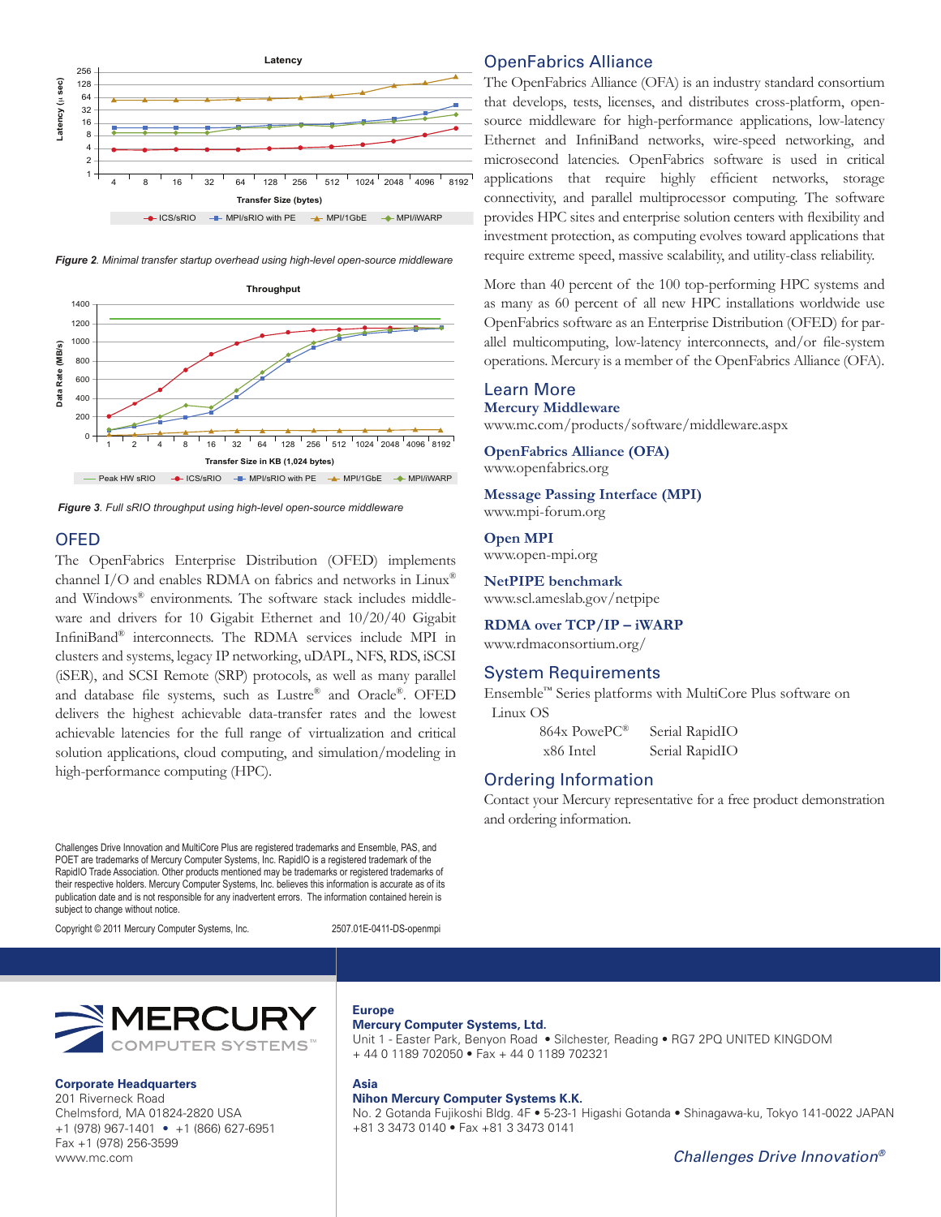Latency

Latency (µ sec)

256
128
64
32
16
8
4
2
1

4 8 16 32 64 128 256 512 1024 2048 4096 8192

Transfer Size (bytes)

ICS/sRIO — MPI/sRIO with PE — MPI/1GbE — MPI/iWARP

*Figure 2. Minimal transfer startup overhead using high-level open-source middleware*

Throughput

Data Rate (MB/s)

1400
1200
1000
800
600
400
200
0

1 2 4 8 16 32 64 128 256 512 1024 2048 4096 8192

Transfer Size in KB (1,024 bytes)

Peak HW sRIO — ICS/sRIO — MPI/sRIO with PE — MPI/1GbE — MPI/iWARP

*Figure 3. Full sRIO throughput using high-level open-source middleware*

## OFED

The OpenFabrics Enterprise Distribution (OFED) implements channel I/O and enables RDMA on fabrics and networks in Linux® and Windows® environments. The software stack includes middleware and drivers for 10 Gigabit Ethernet and 10/20/40 Gigabit InfiniBand® interconnects. The RDMA services include MPI in clusters and systems, legacy IP networking, uDAPL, NFS, RDS, iSCSI (iSER), and SCSI Remote (SRP) protocols, as well as many parallel and database file systems, such as Lustre® and Oracle®. OFED delivers the highest achievable data-transfer rates and the lowest achievable latencies for the full range of virtualization and critical solution applications, cloud computing, and simulation/modeling in high-performance computing (HPC).

## OpenFabrics Alliance

The OpenFabrics Alliance (OFA) is an industry standard consortium that develops, tests, licenses, and distributes cross-platform, open-source middleware for high-performance applications, low-latency Ethernet and InfiniBand networks, wire-speed networking, and microsecond latencies. OpenFabrics software is used in critical applications that require highly efficient networks, storage connectivity, and parallel multiprocessor computing. The software provides HPC sites and enterprise solution centers with flexibility and investment protection, as computing evolves toward applications that require extreme speed, massive scalability, and utility-class reliability.

More than 40 percent of the 100 top-performing HPC systems and as many as 60 percent of all new HPC installations worldwide use OpenFabrics software as an Enterprise Distribution (OFED) for parallel multicomputing, low-latency interconnects, and/or file-system operations. Mercury is a member of the OpenFabrics Alliance (OFA).

## Learn More

**Mercury Middleware**
www.mc.com/products/software/middleware.aspx

**OpenFabrics Alliance (OFA)**
www.openfabrics.org

**Message Passing Interface (MPI)**
www.mpi-forum.org

**Open MPI**
www.open-mpi.org

**NetPIPE benchmark**
www.scl.ameslab.gov/netpipe

**RDMA over TCP/IP – iWARP**
www.rdmaconsortium.org/

## System Requirements

Ensemble™ Series platforms with MultiCore Plus software on Linux OS

| | |
|---|---|
| 864x PowePC® | Serial RapidIO |
| x86 Intel | Serial RapidIO |

## Ordering Information

Contact your Mercury representative for a free product demonstration and ordering information.

Challenges Drive Innovation and MultiCore Plus are registered trademarks and Ensemble, PAS, and POET are trademarks of Mercury Computer Systems, Inc. RapidIO is a registered trademark of the RapidIO Trade Association. Other products mentioned may be trademarks or registered trademarks of their respective holders. Mercury Computer Systems, Inc. believes this information is accurate as of its publication date and is not responsible for any inadvertent errors. The information contained herein is subject to change without notice.

Copyright © 2011 Mercury Computer Systems, Inc. 2507.01E-0411-DS-openmpi

MERCURY COMPUTER SYSTEMS™

**Corporate Headquarters**
201 Riverneck Road
Chelmsford, MA 01824-2820 USA
+1 (978) 967-1401 • +1 (866) 627-6951
Fax +1 (978) 256-3599
www.mc.com

**Europe**
**Mercury Computer Systems, Ltd.**
Unit 1 - Easter Park, Benyon Road • Silchester, Reading • RG7 2PQ UNITED KINGDOM
+ 44 0 1189 702050 • Fax + 44 0 1189 702321

**Asia**
**Nihon Mercury Computer Systems K.K.**
No. 2 Gotanda Fujikoshi Bldg. 4F • 5-23-1 Higashi Gotanda • Shinagawa-ku, Tokyo 141-0022 JAPAN
+81 3 3473 0140 • Fax +81 3 3473 0141

*Challenges Drive Innovation®*